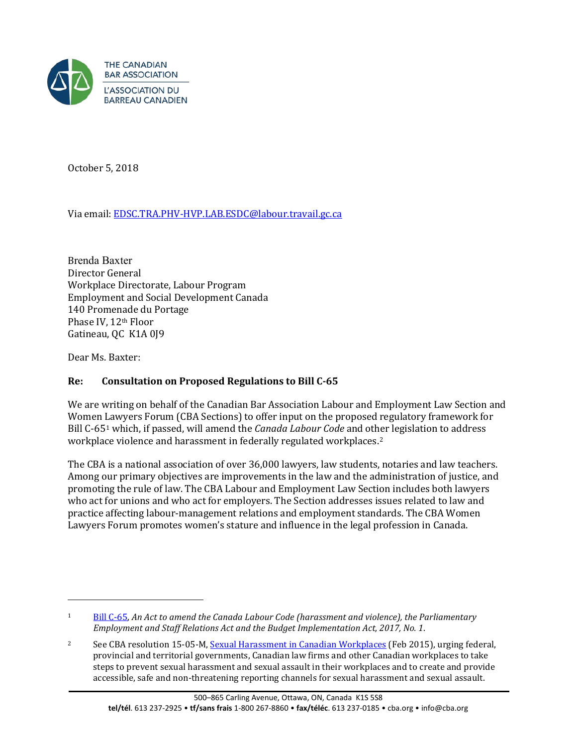THE CANADIAN BAR ASSOCIATION
L'ASSOCIATION DU BARREAU CANADIEN

October 5, 2018

Via email: EDSC.TRA.PHV-HVP.LAB.ESDC@labour.travail.gc.ca

Brenda Baxter
Director General
Workplace Directorate, Labour Program
Employment and Social Development Canada
140 Promenade du Portage
Phase IV, 12th Floor
Gatineau, QC K1A 0J9

Dear Ms. Baxter:

**Re: Consultation on Proposed Regulations to Bill C-65**

We are writing on behalf of the Canadian Bar Association Labour and Employment Law Section and Women Lawyers Forum (CBA Sections) to offer input on the proposed regulatory framework for Bill C-65[1] which, if passed, will amend the *Canada Labour Code* and other legislation to address workplace violence and harassment in federally regulated workplaces.[2]

The CBA is a national association of over 36,000 lawyers, law students, notaries and law teachers. Among our primary objectives are improvements in the law and the administration of justice, and promoting the rule of law. The CBA Labour and Employment Law Section includes both lawyers who act for unions and who act for employers. The Section addresses issues related to law and practice affecting labour-management relations and employment standards. The CBA Women Lawyers Forum promotes women's stature and influence in the legal profession in Canada.

---

[1] Bill C-65, *An Act to amend the Canada Labour Code (harassment and violence), the Parliamentary Employment and Staff Relations Act and the Budget Implementation Act, 2017, No. 1*.

[2] See CBA resolution 15-05-M, Sexual Harassment in Canadian Workplaces (Feb 2015), urging federal, provincial and territorial governments, Canadian law firms and other Canadian workplaces to take steps to prevent sexual harassment and sexual assault in their workplaces and to create and provide accessible, safe and non-threatening reporting channels for sexual harassment and sexual assault.

500–865 Carling Avenue, Ottawa, ON, Canada K1S 5S8
**tel/tél**. 613 237-2925 • **tf/sans frais** 1-800 267-8860 • **fax/téléc**. 613 237-0185 • cba.org • info@cba.org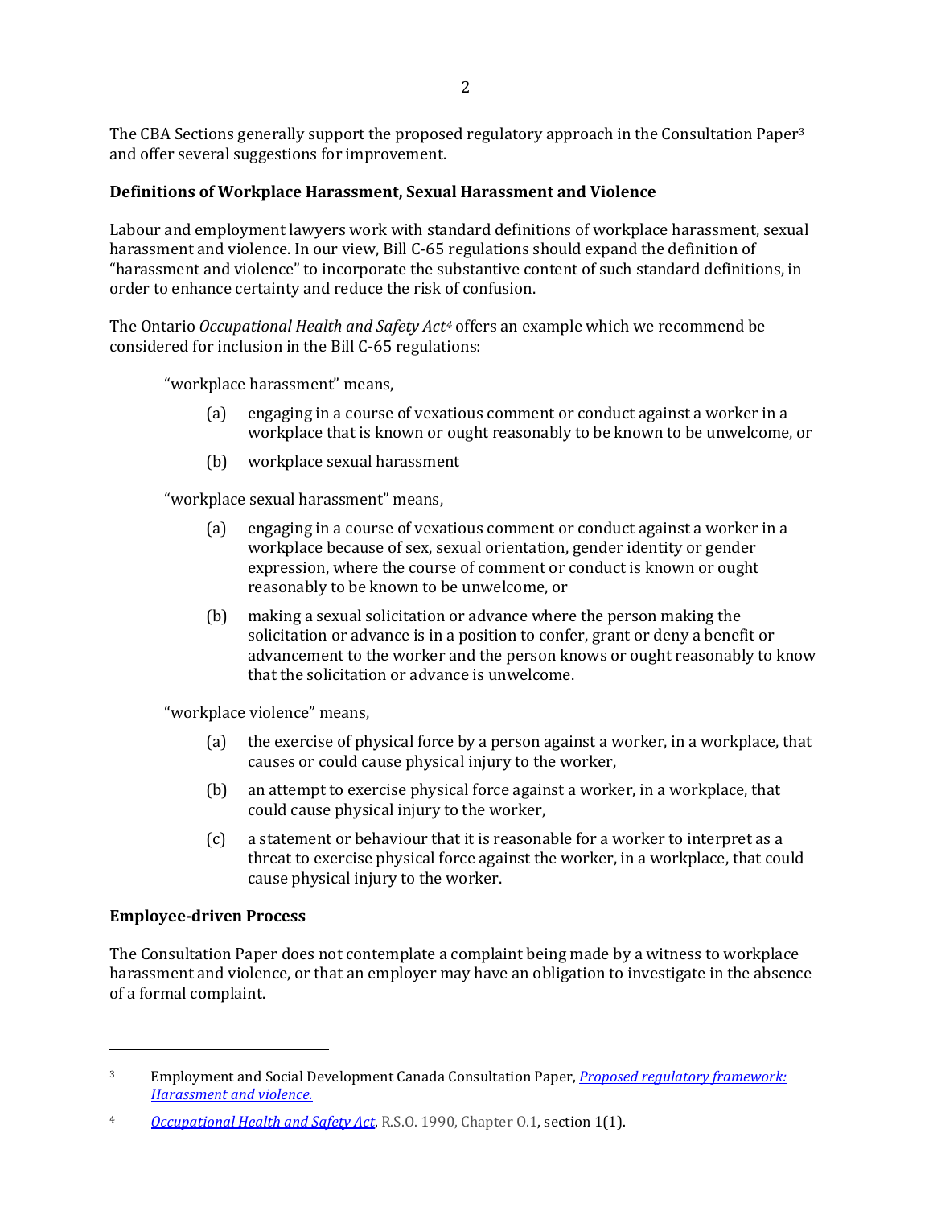The CBA Sections generally support the proposed regulatory approach in the Consultation Paper[3] and offer several suggestions for improvement.

## Definitions of Workplace Harassment, Sexual Harassment and Violence

Labour and employment lawyers work with standard definitions of workplace harassment, sexual harassment and violence. In our view, Bill C-65 regulations should expand the definition of "harassment and violence" to incorporate the substantive content of such standard definitions, in order to enhance certainty and reduce the risk of confusion.

The Ontario *Occupational Health and Safety Act*[4] offers an example which we recommend be considered for inclusion in the Bill C-65 regulations:

> "workplace harassment" means,
>
> (a) engaging in a course of vexatious comment or conduct against a worker in a workplace that is known or ought reasonably to be known to be unwelcome, or
>
> (b) workplace sexual harassment
>
> "workplace sexual harassment" means,
>
> (a) engaging in a course of vexatious comment or conduct against a worker in a workplace because of sex, sexual orientation, gender identity or gender expression, where the course of comment or conduct is known or ought reasonably to be known to be unwelcome, or
>
> (b) making a sexual solicitation or advance where the person making the solicitation or advance is in a position to confer, grant or deny a benefit or advancement to the worker and the person knows or ought reasonably to know that the solicitation or advance is unwelcome.
>
> "workplace violence" means,
>
> (a) the exercise of physical force by a person against a worker, in a workplace, that causes or could cause physical injury to the worker,
>
> (b) an attempt to exercise physical force against a worker, in a workplace, that could cause physical injury to the worker,
>
> (c) a statement or behaviour that it is reasonable for a worker to interpret as a threat to exercise physical force against the worker, in a workplace, that could cause physical injury to the worker.

## Employee-driven Process

The Consultation Paper does not contemplate a complaint being made by a witness to workplace harassment and violence, or that an employer may have an obligation to investigate in the absence of a formal complaint.

---

[3] Employment and Social Development Canada Consultation Paper, *Proposed regulatory framework: Harassment and violence.*

[4] *Occupational Health and Safety Act*, R.S.O. 1990, Chapter O.1, section 1(1).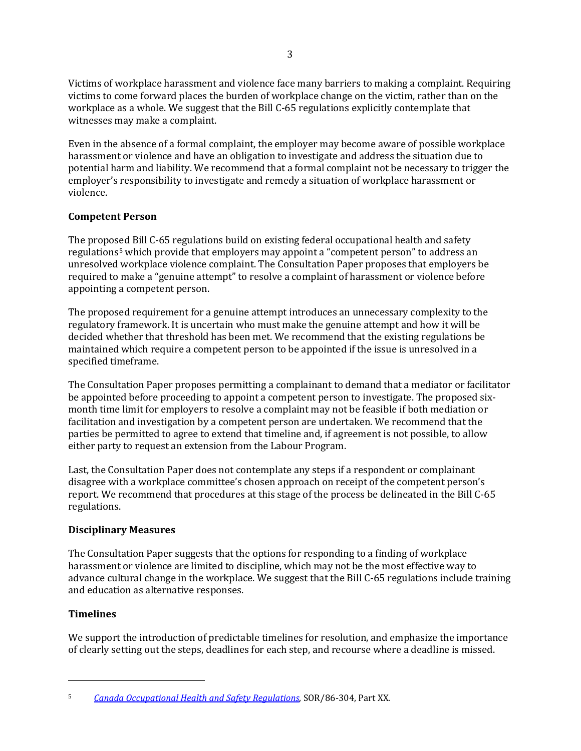Victims of workplace harassment and violence face many barriers to making a complaint. Requiring victims to come forward places the burden of workplace change on the victim, rather than on the workplace as a whole. We suggest that the Bill C-65 regulations explicitly contemplate that witnesses may make a complaint.

Even in the absence of a formal complaint, the employer may become aware of possible workplace harassment or violence and have an obligation to investigate and address the situation due to potential harm and liability. We recommend that a formal complaint not be necessary to trigger the employer's responsibility to investigate and remedy a situation of workplace harassment or violence.

## Competent Person

The proposed Bill C-65 regulations build on existing federal occupational health and safety regulations[5] which provide that employers may appoint a "competent person" to address an unresolved workplace violence complaint. The Consultation Paper proposes that employers be required to make a "genuine attempt" to resolve a complaint of harassment or violence before appointing a competent person.

The proposed requirement for a genuine attempt introduces an unnecessary complexity to the regulatory framework. It is uncertain who must make the genuine attempt and how it will be decided whether that threshold has been met. We recommend that the existing regulations be maintained which require a competent person to be appointed if the issue is unresolved in a specified timeframe.

The Consultation Paper proposes permitting a complainant to demand that a mediator or facilitator be appointed before proceeding to appoint a competent person to investigate. The proposed six-month time limit for employers to resolve a complaint may not be feasible if both mediation or facilitation and investigation by a competent person are undertaken. We recommend that the parties be permitted to agree to extend that timeline and, if agreement is not possible, to allow either party to request an extension from the Labour Program.

Last, the Consultation Paper does not contemplate any steps if a respondent or complainant disagree with a workplace committee's chosen approach on receipt of the competent person's report. We recommend that procedures at this stage of the process be delineated in the Bill C-65 regulations.

## Disciplinary Measures

The Consultation Paper suggests that the options for responding to a finding of workplace harassment or violence are limited to discipline, which may not be the most effective way to advance cultural change in the workplace. We suggest that the Bill C-65 regulations include training and education as alternative responses.

## Timelines

We support the introduction of predictable timelines for resolution, and emphasize the importance of clearly setting out the steps, deadlines for each step, and recourse where a deadline is missed.

---

[5] *Canada Occupational Health and Safety Regulations*, SOR/86-304, Part XX.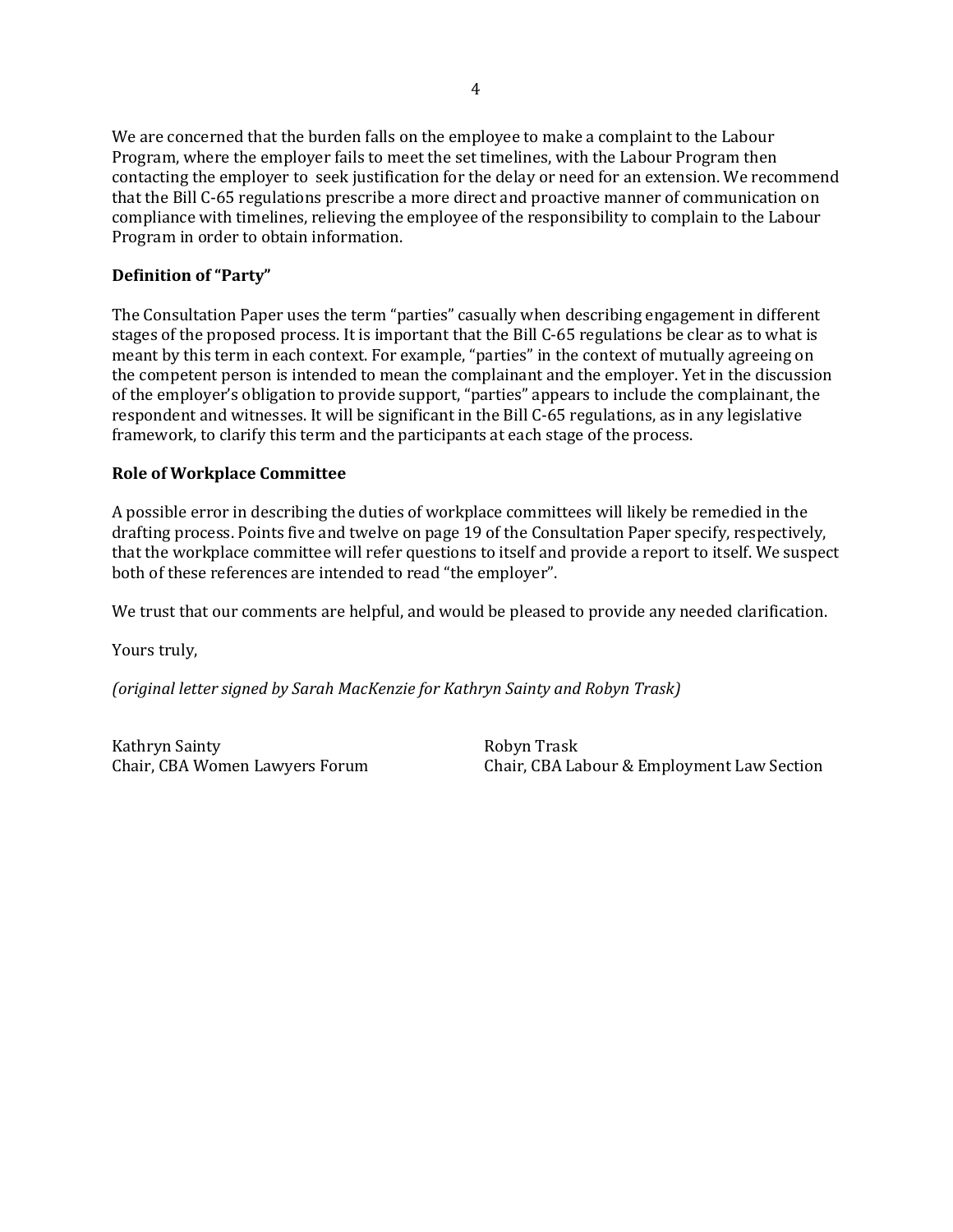We are concerned that the burden falls on the employee to make a complaint to the Labour Program, where the employer fails to meet the set timelines, with the Labour Program then contacting the employer to seek justification for the delay or need for an extension. We recommend that the Bill C-65 regulations prescribe a more direct and proactive manner of communication on compliance with timelines, relieving the employee of the responsibility to complain to the Labour Program in order to obtain information.

**Definition of "Party"**

The Consultation Paper uses the term "parties" casually when describing engagement in different stages of the proposed process. It is important that the Bill C-65 regulations be clear as to what is meant by this term in each context. For example, "parties" in the context of mutually agreeing on the competent person is intended to mean the complainant and the employer. Yet in the discussion of the employer's obligation to provide support, "parties" appears to include the complainant, the respondent and witnesses. It will be significant in the Bill C-65 regulations, as in any legislative framework, to clarify this term and the participants at each stage of the process.

**Role of Workplace Committee**

A possible error in describing the duties of workplace committees will likely be remedied in the drafting process. Points five and twelve on page 19 of the Consultation Paper specify, respectively, that the workplace committee will refer questions to itself and provide a report to itself. We suspect both of these references are intended to read "the employer".

We trust that our comments are helpful, and would be pleased to provide any needed clarification.

Yours truly,

*(original letter signed by Sarah MacKenzie for Kathryn Sainty and Robyn Trask)*

Kathryn Sainty
Chair, CBA Women Lawyers Forum

Robyn Trask
Chair, CBA Labour & Employment Law Section